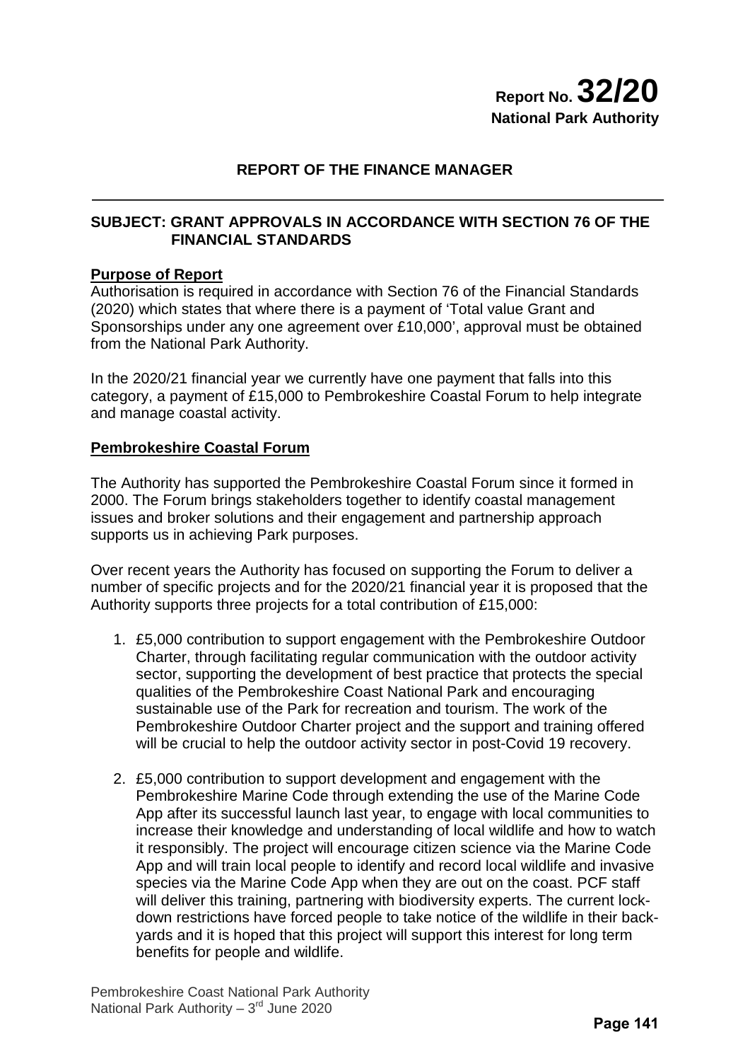**Report No. 32/20**
**National Park Authority**

## REPORT OF THE FINANCE MANAGER

**SUBJECT: GRANT APPROVALS IN ACCORDANCE WITH SECTION 76 OF THE FINANCIAL STANDARDS**

**Purpose of Report**

Authorisation is required in accordance with Section 76 of the Financial Standards (2020) which states that where there is a payment of 'Total value Grant and Sponsorships under any one agreement over £10,000', approval must be obtained from the National Park Authority.

In the 2020/21 financial year we currently have one payment that falls into this category, a payment of £15,000 to Pembrokeshire Coastal Forum to help integrate and manage coastal activity.

**Pembrokeshire Coastal Forum**

The Authority has supported the Pembrokeshire Coastal Forum since it formed in 2000. The Forum brings stakeholders together to identify coastal management issues and broker solutions and their engagement and partnership approach supports us in achieving Park purposes.

Over recent years the Authority has focused on supporting the Forum to deliver a number of specific projects and for the 2020/21 financial year it is proposed that the Authority supports three projects for a total contribution of £15,000:

1. £5,000 contribution to support engagement with the Pembrokeshire Outdoor Charter, through facilitating regular communication with the outdoor activity sector, supporting the development of best practice that protects the special qualities of the Pembrokeshire Coast National Park and encouraging sustainable use of the Park for recreation and tourism. The work of the Pembrokeshire Outdoor Charter project and the support and training offered will be crucial to help the outdoor activity sector in post-Covid 19 recovery.

2. £5,000 contribution to support development and engagement with the Pembrokeshire Marine Code through extending the use of the Marine Code App after its successful launch last year, to engage with local communities to increase their knowledge and understanding of local wildlife and how to watch it responsibly. The project will encourage citizen science via the Marine Code App and will train local people to identify and record local wildlife and invasive species via the Marine Code App when they are out on the coast. PCF staff will deliver this training, partnering with biodiversity experts. The current lock-down restrictions have forced people to take notice of the wildlife in their back-yards and it is hoped that this project will support this interest for long term benefits for people and wildlife.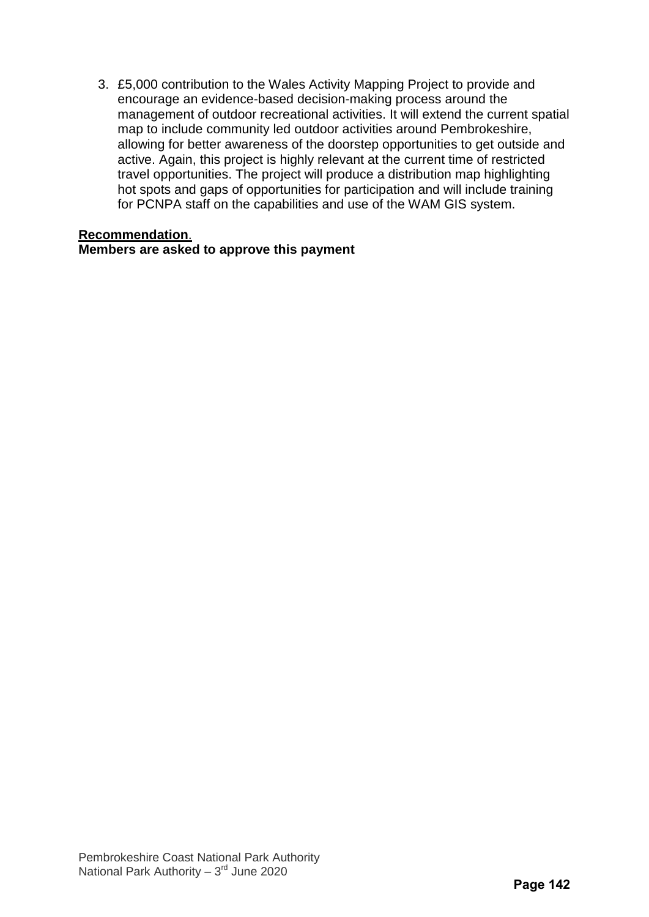3. £5,000 contribution to the Wales Activity Mapping Project to provide and encourage an evidence-based decision-making process around the management of outdoor recreational activities. It will extend the current spatial map to include community led outdoor activities around Pembrokeshire, allowing for better awareness of the doorstep opportunities to get outside and active. Again, this project is highly relevant at the current time of restricted travel opportunities. The project will produce a distribution map highlighting hot spots and gaps of opportunities for participation and will include training for PCNPA staff on the capabilities and use of the WAM GIS system.

**Recommendation**.
**Members are asked to approve this payment**